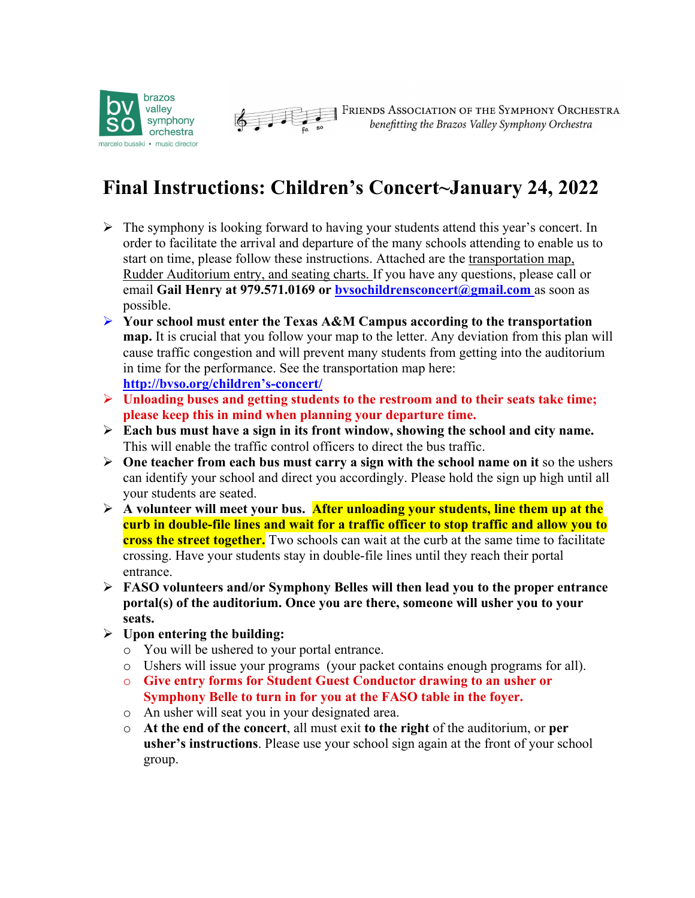brazos valley symphony orchestra
marcelo bussiki • music director

FRIENDS ASSOCIATION OF THE SYMPHONY ORCHESTRA
*benefitting the Brazos Valley Symphony Orchestra*

# Final Instructions: Children's Concert~January 24, 2022

- The symphony is looking forward to having your students attend this year's concert. In order to facilitate the arrival and departure of the many schools attending to enable us to start on time, please follow these instructions. Attached are the transportation map, Rudder Auditorium entry, and seating charts. If you have any questions, please call or email **Gail Henry at 979.571.0169 or [bvsochildrensconcert@gmail.com](mailto:bvsochildrensconcert@gmail.com)** as soon as possible.
- **Your school must enter the Texas A&M Campus according to the transportation map.** It is crucial that you follow your map to the letter. Any deviation from this plan will cause traffic congestion and will prevent many students from getting into the auditorium in time for the performance. See the transportation map here: **[http://bvso.org/children's-concert/](http://bvso.org/children's-concert/)**
- **Unloading buses and getting students to the restroom and to their seats take time; please keep this in mind when planning your departure time.**
- **Each bus must have a sign in its front window, showing the school and city name.** This will enable the traffic control officers to direct the bus traffic.
- **One teacher from each bus must carry a sign with the school name on it** so the ushers can identify your school and direct you accordingly. Please hold the sign up high until all your students are seated.
- **A volunteer will meet your bus. After unloading your students, line them up at the curb in double-file lines and wait for a traffic officer to stop traffic and allow you to cross the street together.** Two schools can wait at the curb at the same time to facilitate crossing. Have your students stay in double-file lines until they reach their portal entrance.
- **FASO volunteers and/or Symphony Belles will then lead you to the proper entrance portal(s) of the auditorium. Once you are there, someone will usher you to your seats.**
- **Upon entering the building:**
  - You will be ushered to your portal entrance.
  - Ushers will issue your programs (your packet contains enough programs for all).
  - **Give entry forms for Student Guest Conductor drawing to an usher or Symphony Belle to turn in for you at the FASO table in the foyer.**
  - An usher will seat you in your designated area.
  - **At the end of the concert**, all must exit **to the right** of the auditorium, or **per usher's instructions**. Please use your school sign again at the front of your school group.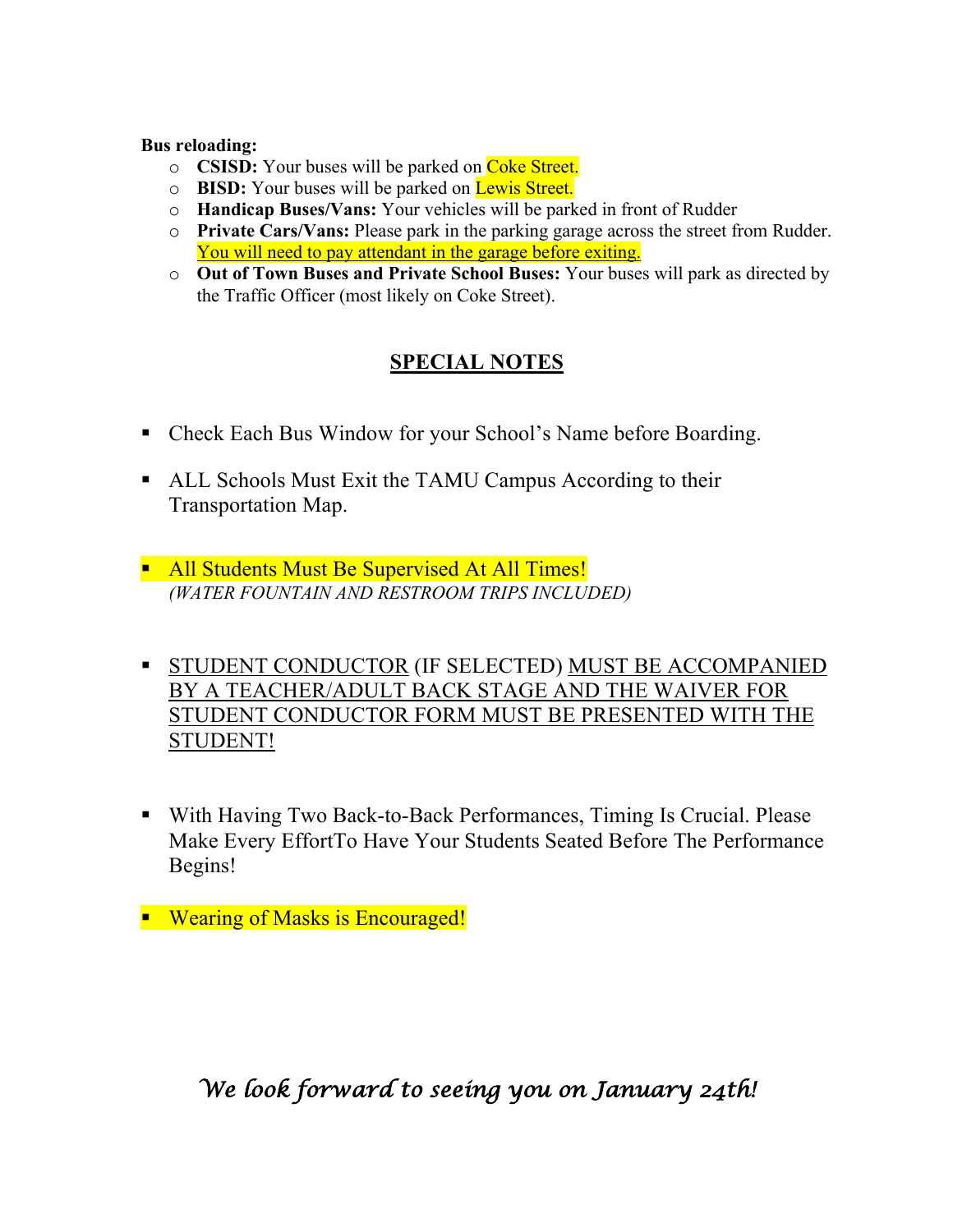**Bus reloading:**

- **CSISD:** Your buses will be parked on Coke Street.
- **BISD:** Your buses will be parked on Lewis Street.
- **Handicap Buses/Vans:** Your vehicles will be parked in front of Rudder
- **Private Cars/Vans:** Please park in the parking garage across the street from Rudder. <u>You will need to pay attendant in the garage before exiting.</u>
- **Out of Town Buses and Private School Buses:** Your buses will park as directed by the Traffic Officer (most likely on Coke Street).

## <u>SPECIAL NOTES</u>

- Check Each Bus Window for your School's Name before Boarding.

- ALL Schools Must Exit the TAMU Campus According to their Transportation Map.

- All Students Must Be Supervised At All Times!
  *(WATER FOUNTAIN AND RESTROOM TRIPS INCLUDED)*

- <u>STUDENT CONDUCTOR</u> (IF SELECTED) <u>MUST BE ACCOMPANIED BY A TEACHER/ADULT BACK STAGE AND THE WAIVER FOR STUDENT CONDUCTOR FORM MUST BE PRESENTED WITH THE STUDENT!</u>

- With Having Two Back-to-Back Performances, Timing Is Crucial. Please Make Every EffortTo Have Your Students Seated Before The Performance Begins!

- Wearing of Masks is Encouraged!

*We look forward to seeing you on January 24th!*